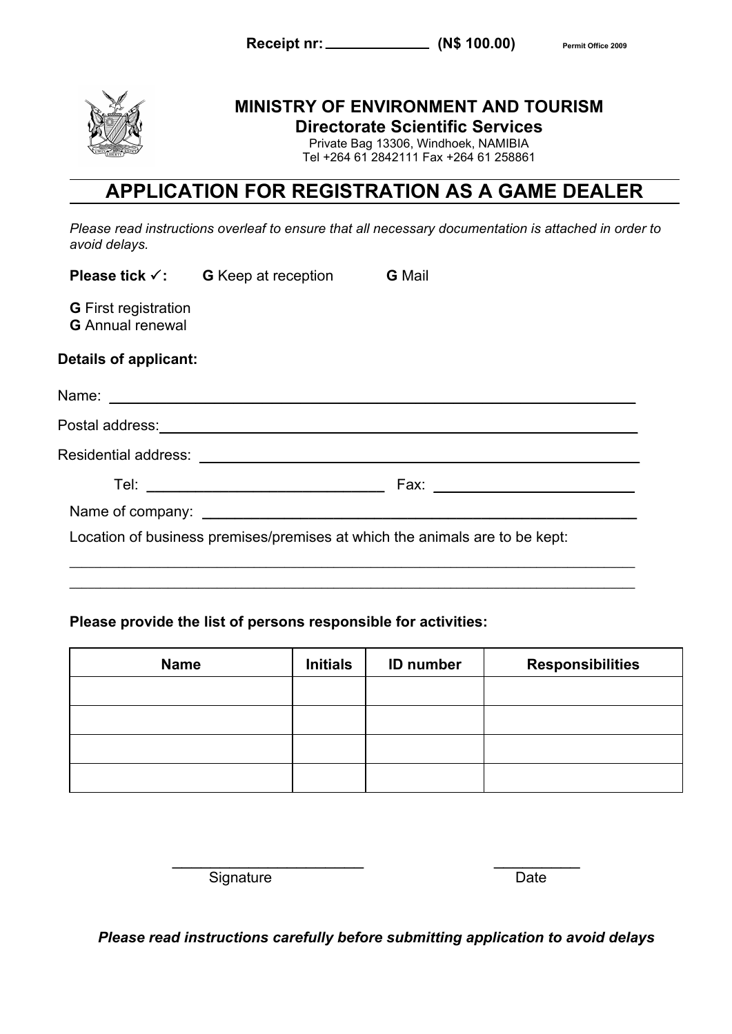**Receipt nr:** \_\_\_\_\_\_\_\_\_\_\_\_ **(N$ 100.00)** Permit Office 2009

**MINISTRY OF ENVIRONMENT AND TOURISM**
**Directorate Scientific Services**
Private Bag 13306, Windhoek, NAMIBIA
Tel +264 61 2842111 Fax +264 61 258861

# APPLICATION FOR REGISTRATION AS A GAME DEALER

*Please read instructions overleaf to ensure that all necessary documentation is attached in order to avoid delays.*

**Please tick ✓:** **G** Keep at reception **G** Mail

**G** First registration
**G** Annual renewal

**Details of applicant:**

Name: \_\_\_\_\_\_\_\_\_\_\_\_\_\_\_\_\_\_\_\_\_\_\_\_\_\_\_\_\_\_\_\_\_\_\_\_\_\_\_\_

Postal address: \_\_\_\_\_\_\_\_\_\_\_\_\_\_\_\_\_\_\_\_\_\_\_\_\_\_\_\_\_\_\_\_\_\_\_\_\_\_\_\_

Residential address: \_\_\_\_\_\_\_\_\_\_\_\_\_\_\_\_\_\_\_\_\_\_\_\_\_\_\_\_\_\_\_\_\_\_\_\_\_\_\_\_

Tel: \_\_\_\_\_\_\_\_\_\_\_\_\_\_\_\_\_\_\_\_ Fax: \_\_\_\_\_\_\_\_\_\_\_\_\_\_\_\_\_\_\_\_

Name of company: \_\_\_\_\_\_\_\_\_\_\_\_\_\_\_\_\_\_\_\_\_\_\_\_\_\_\_\_\_\_\_\_\_\_\_\_\_\_\_\_

Location of business premises/premises at which the animals are to be kept:

\_\_\_\_\_\_\_\_\_\_\_\_\_\_\_\_\_\_\_\_\_\_\_\_\_\_\_\_\_\_\_\_\_\_\_\_\_\_\_\_\_\_\_\_\_\_\_\_\_\_\_\_\_\_\_\_

\_\_\_\_\_\_\_\_\_\_\_\_\_\_\_\_\_\_\_\_\_\_\_\_\_\_\_\_\_\_\_\_\_\_\_\_\_\_\_\_\_\_\_\_\_\_\_\_\_\_\_\_\_\_\_\_

**Please provide the list of persons responsible for activities:**

| Name | Initials | ID number | Responsibilities |
|---|---|---|---|
| | | | |
| | | | |
| | | | |
| | | | |

\_\_\_\_\_\_\_\_\_\_\_\_\_\_\_\_\_\_\_\_ \_\_\_\_\_\_\_\_\_\_
Signature Date

***Please read instructions carefully before submitting application to avoid delays***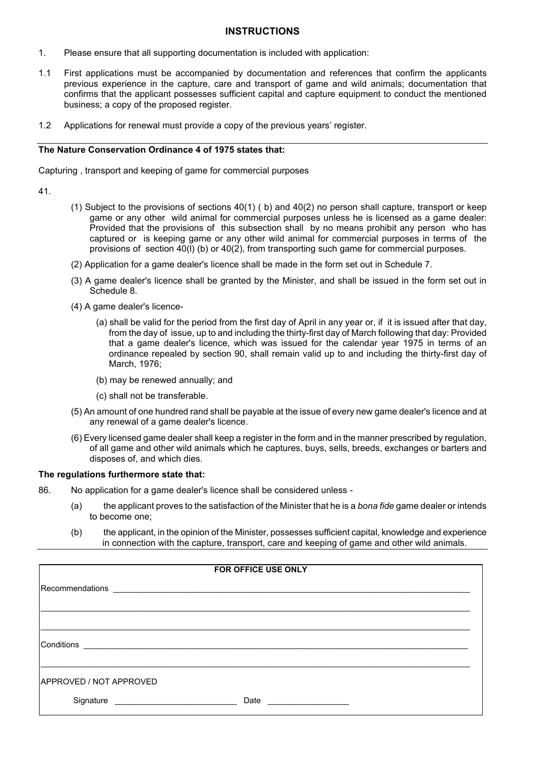## INSTRUCTIONS

1. Please ensure that all supporting documentation is included with application:

1.1 First applications must be accompanied by documentation and references that confirm the applicants previous experience in the capture, care and transport of game and wild animals; documentation that confirms that the applicant possesses sufficient capital and capture equipment to conduct the mentioned business; a copy of the proposed register.

1.2 Applications for renewal must provide a copy of the previous years' register.

---

**The Nature Conservation Ordinance 4 of 1975 states that:**

Capturing , transport and keeping of game for commercial purposes

41.

(1) Subject to the provisions of sections 40(1) ( b) and 40(2) no person shall capture, transport or keep game or any other wild animal for commercial purposes unless he is licensed as a game dealer: Provided that the provisions of this subsection shall by no means prohibit any person who has captured or is keeping game or any other wild animal for commercial purposes in terms of the provisions of section 40(l) (b) or 40(2), from transporting such game for commercial purposes.

(2) Application for a game dealer's licence shall be made in the form set out in Schedule 7.

(3) A game dealer's licence shall be granted by the Minister, and shall be issued in the form set out in Schedule 8.

(4) A game dealer's licence-

(a) shall be valid for the period from the first day of April in any year or, if it is issued after that day, from the day of issue, up to and including the thirty-first day of March following that day: Provided that a game dealer's licence, which was issued for the calendar year 1975 in terms of an ordinance repealed by section 90, shall remain valid up to and including the thirty-first day of March, 1976;

(b) may be renewed annually; and

(c) shall not be transferable.

(5) An amount of one hundred rand shall be payable at the issue of every new game dealer's licence and at any renewal of a game dealer's licence.

(6) Every licensed game dealer shall keep a register in the form and in the manner prescribed by regulation, of all game and other wild animals which he captures, buys, sells, breeds, exchanges or barters and disposes of, and which dies.

**The regulations furthermore state that:**

86. No application for a game dealer's licence shall be considered unless -

(a) the applicant proves to the satisfaction of the Minister that he is a *bona fide* game dealer or intends to become one;

(b) the applicant, in the opinion of the Minister, possesses sufficient capital, knowledge and experience in connection with the capture, transport, care and keeping of game and other wild animals.

---

**FOR OFFICE USE ONLY**

Recommendations ______________________________________________________________

______________________________________________________________

______________________________________________________________

Conditions ______________________________________________________________

______________________________________________________________

APPROVED / NOT APPROVED

Signature __________________________ Date __________________